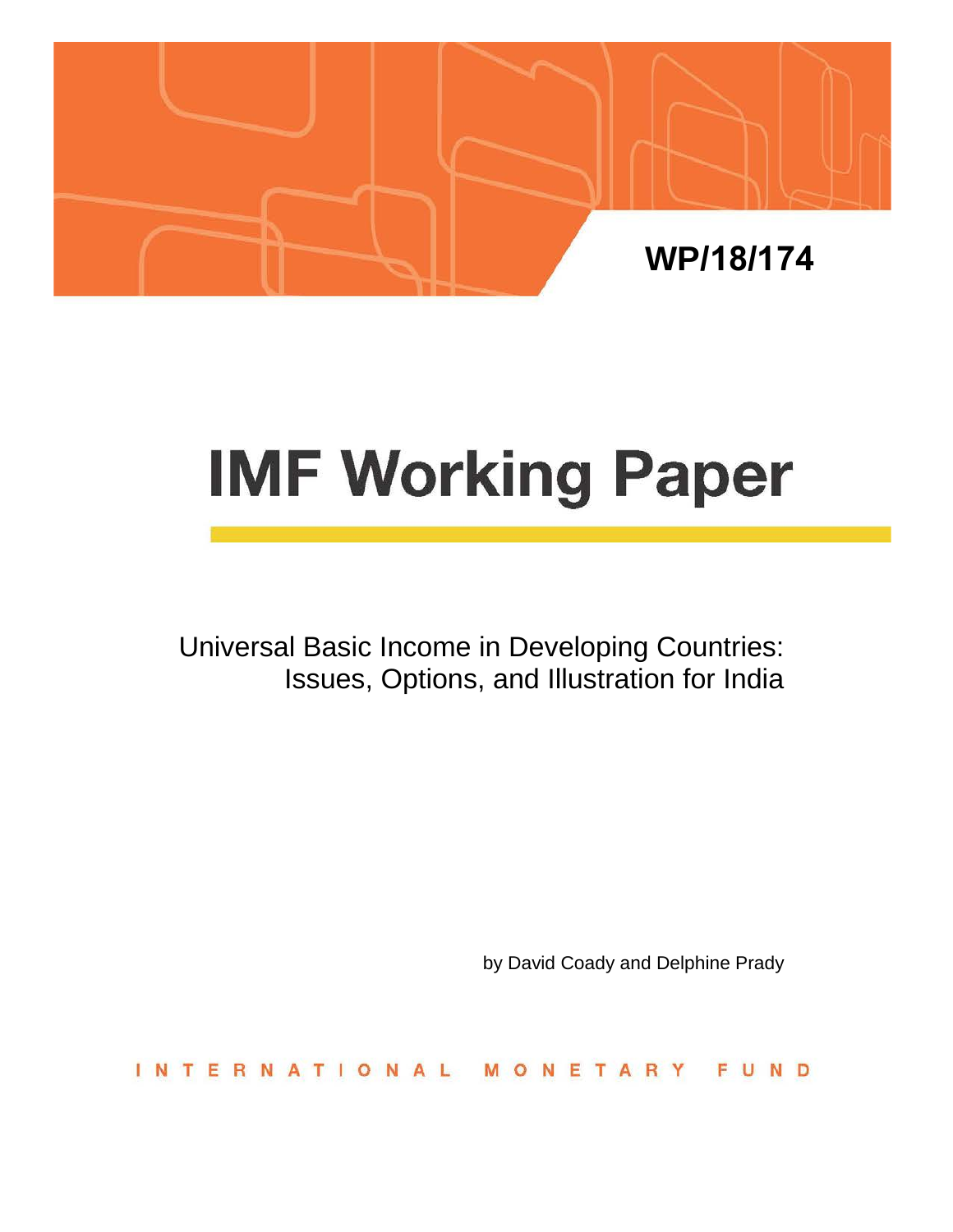WP/18/174

# IMF Working Paper

Universal Basic Income in Developing Countries: Issues, Options, and Illustration for India

by David Coady and Delphine Prady

INTERNATIONAL MONETARY FUND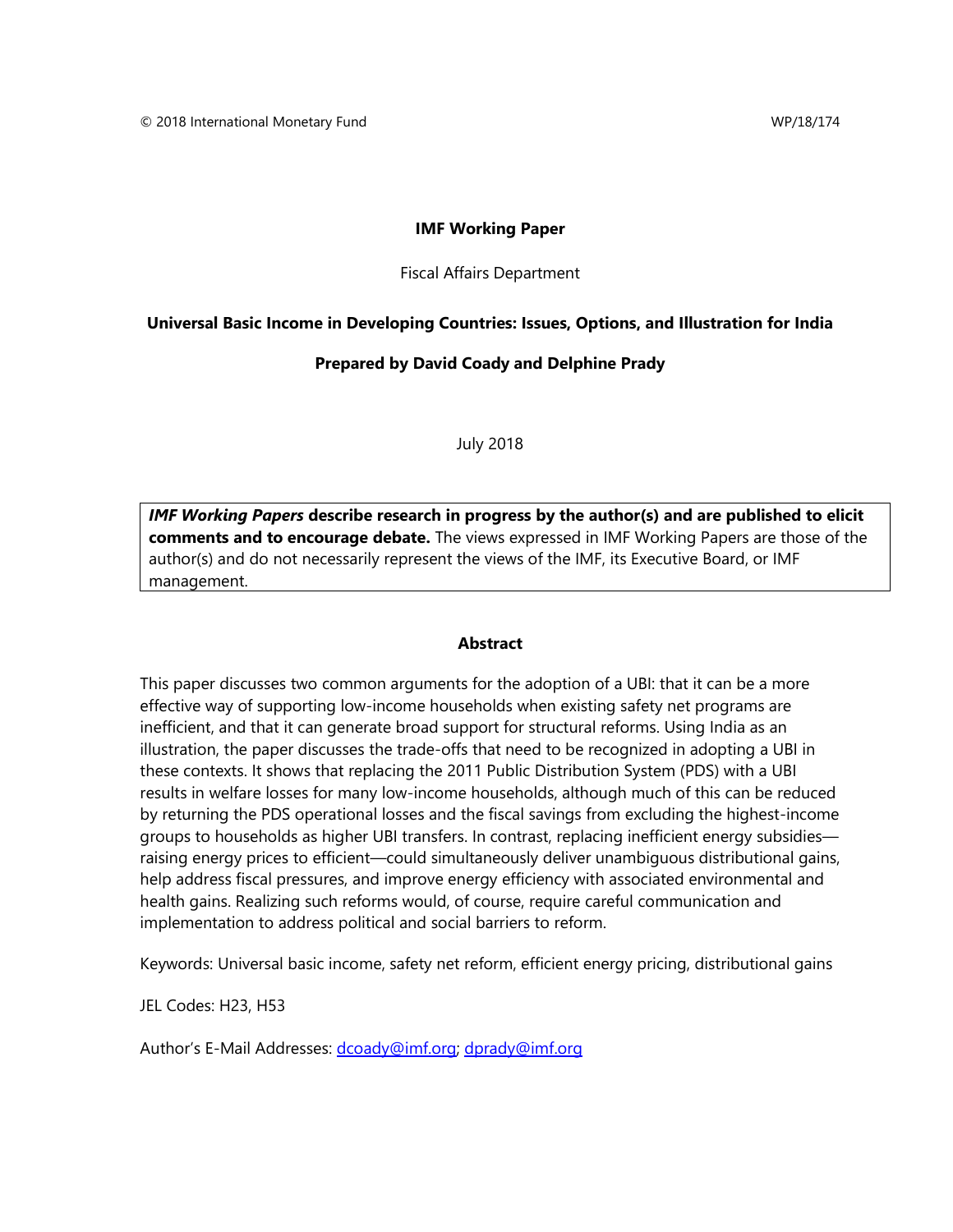© 2018 International Monetary Fund WP/18/174

**IMF Working Paper**

Fiscal Affairs Department

**Universal Basic Income in Developing Countries: Issues, Options, and Illustration for India**

**Prepared by David Coady and Delphine Prady**

July 2018

***IMF Working Papers* describe research in progress by the author(s) and are published to elicit comments and to encourage debate.** The views expressed in IMF Working Papers are those of the author(s) and do not necessarily represent the views of the IMF, its Executive Board, or IMF management.

**Abstract**

This paper discusses two common arguments for the adoption of a UBI: that it can be a more effective way of supporting low-income households when existing safety net programs are inefficient, and that it can generate broad support for structural reforms. Using India as an illustration, the paper discusses the trade-offs that need to be recognized in adopting a UBI in these contexts. It shows that replacing the 2011 Public Distribution System (PDS) with a UBI results in welfare losses for many low-income households, although much of this can be reduced by returning the PDS operational losses and the fiscal savings from excluding the highest-income groups to households as higher UBI transfers. In contrast, replacing inefficient energy subsidies—raising energy prices to efficient—could simultaneously deliver unambiguous distributional gains, help address fiscal pressures, and improve energy efficiency with associated environmental and health gains. Realizing such reforms would, of course, require careful communication and implementation to address political and social barriers to reform.

Keywords: Universal basic income, safety net reform, efficient energy pricing, distributional gains

JEL Codes: H23, H53

Author's E-Mail Addresses: dcoady@imf.org; dprady@imf.org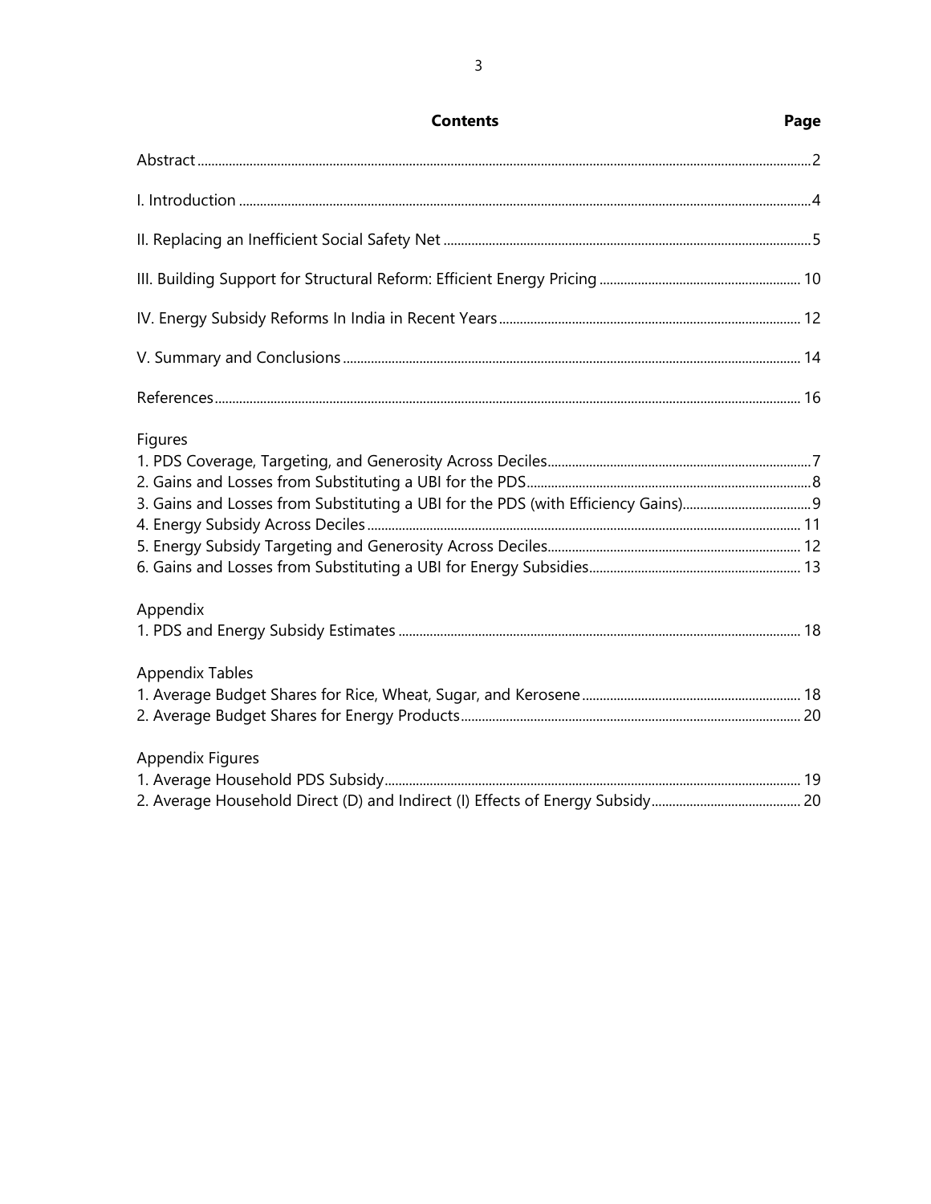## Contents

| Contents | Page |
|---|---|
| Abstract | 2 |
| I. Introduction | 4 |
| II. Replacing an Inefficient Social Safety Net | 5 |
| III. Building Support for Structural Reform: Efficient Energy Pricing | 10 |
| IV. Energy Subsidy Reforms In India in Recent Years | 12 |
| V. Summary and Conclusions | 14 |
| References | 16 |
| **Figures** | |
| 1. PDS Coverage, Targeting, and Generosity Across Deciles | 7 |
| 2. Gains and Losses from Substituting a UBI for the PDS | 8 |
| 3. Gains and Losses from Substituting a UBI for the PDS (with Efficiency Gains) | 9 |
| 4. Energy Subsidy Across Deciles | 11 |
| 5. Energy Subsidy Targeting and Generosity Across Deciles | 12 |
| 6. Gains and Losses from Substituting a UBI for Energy Subsidies | 13 |
| **Appendix** | |
| 1. PDS and Energy Subsidy Estimates | 18 |
| **Appendix Tables** | |
| 1. Average Budget Shares for Rice, Wheat, Sugar, and Kerosene | 18 |
| 2. Average Budget Shares for Energy Products | 20 |
| **Appendix Figures** | |
| 1. Average Household PDS Subsidy | 19 |
| 2. Average Household Direct (D) and Indirect (I) Effects of Energy Subsidy | 20 |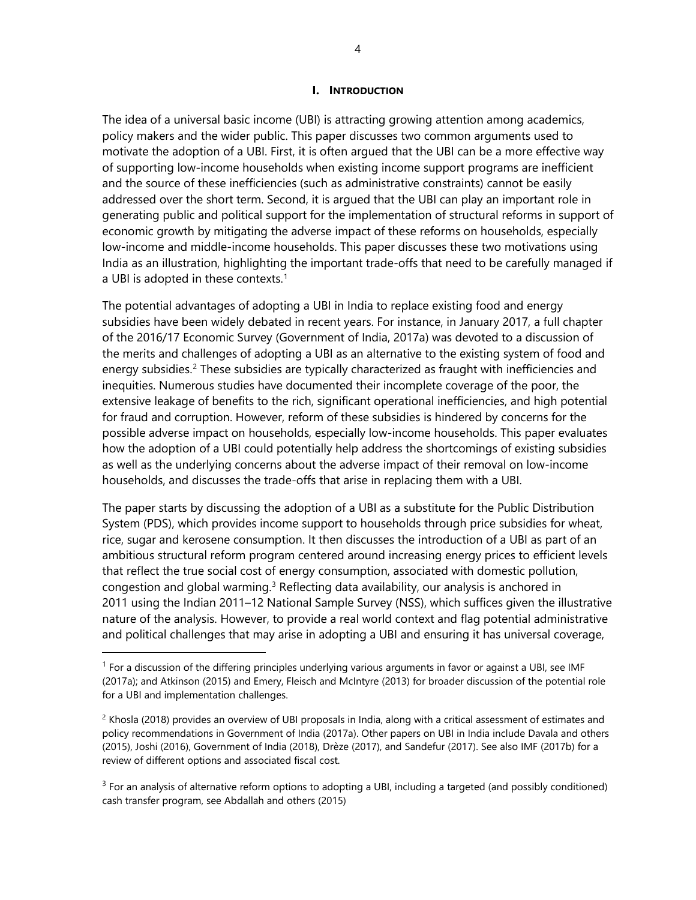# I. INTRODUCTION

The idea of a universal basic income (UBI) is attracting growing attention among academics, policy makers and the wider public. This paper discusses two common arguments used to motivate the adoption of a UBI. First, it is often argued that the UBI can be a more effective way of supporting low-income households when existing income support programs are inefficient and the source of these inefficiencies (such as administrative constraints) cannot be easily addressed over the short term. Second, it is argued that the UBI can play an important role in generating public and political support for the implementation of structural reforms in support of economic growth by mitigating the adverse impact of these reforms on households, especially low-income and middle-income households. This paper discusses these two motivations using India as an illustration, highlighting the important trade-offs that need to be carefully managed if a UBI is adopted in these contexts.[1]

The potential advantages of adopting a UBI in India to replace existing food and energy subsidies have been widely debated in recent years. For instance, in January 2017, a full chapter of the 2016/17 Economic Survey (Government of India, 2017a) was devoted to a discussion of the merits and challenges of adopting a UBI as an alternative to the existing system of food and energy subsidies.[2] These subsidies are typically characterized as fraught with inefficiencies and inequities. Numerous studies have documented their incomplete coverage of the poor, the extensive leakage of benefits to the rich, significant operational inefficiencies, and high potential for fraud and corruption. However, reform of these subsidies is hindered by concerns for the possible adverse impact on households, especially low-income households. This paper evaluates how the adoption of a UBI could potentially help address the shortcomings of existing subsidies as well as the underlying concerns about the adverse impact of their removal on low-income households, and discusses the trade-offs that arise in replacing them with a UBI.

The paper starts by discussing the adoption of a UBI as a substitute for the Public Distribution System (PDS), which provides income support to households through price subsidies for wheat, rice, sugar and kerosene consumption. It then discusses the introduction of a UBI as part of an ambitious structural reform program centered around increasing energy prices to efficient levels that reflect the true social cost of energy consumption, associated with domestic pollution, congestion and global warming.[3] Reflecting data availability, our analysis is anchored in 2011 using the Indian 2011–12 National Sample Survey (NSS), which suffices given the illustrative nature of the analysis. However, to provide a real world context and flag potential administrative and political challenges that may arise in adopting a UBI and ensuring it has universal coverage,

---

[1] For a discussion of the differing principles underlying various arguments in favor or against a UBI, see IMF (2017a); and Atkinson (2015) and Emery, Fleisch and McIntyre (2013) for broader discussion of the potential role for a UBI and implementation challenges.

[2] Khosla (2018) provides an overview of UBI proposals in India, along with a critical assessment of estimates and policy recommendations in Government of India (2017a). Other papers on UBI in India include Davala and others (2015), Joshi (2016), Government of India (2018), Drèze (2017), and Sandefur (2017). See also IMF (2017b) for a review of different options and associated fiscal cost.

[3] For an analysis of alternative reform options to adopting a UBI, including a targeted (and possibly conditioned) cash transfer program, see Abdallah and others (2015)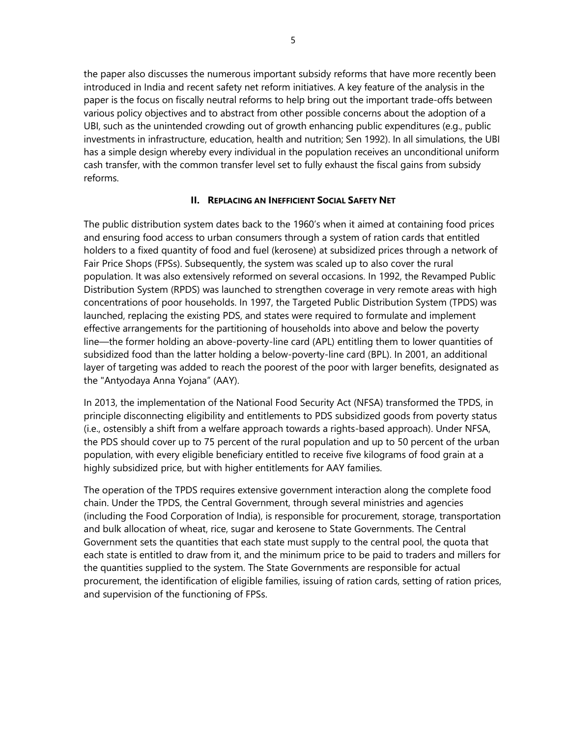the paper also discusses the numerous important subsidy reforms that have more recently been introduced in India and recent safety net reform initiatives. A key feature of the analysis in the paper is the focus on fiscally neutral reforms to help bring out the important trade-offs between various policy objectives and to abstract from other possible concerns about the adoption of a UBI, such as the unintended crowding out of growth enhancing public expenditures (e.g., public investments in infrastructure, education, health and nutrition; Sen 1992). In all simulations, the UBI has a simple design whereby every individual in the population receives an unconditional uniform cash transfer, with the common transfer level set to fully exhaust the fiscal gains from subsidy reforms.

## II. Replacing an Inefficient Social Safety Net

The public distribution system dates back to the 1960's when it aimed at containing food prices and ensuring food access to urban consumers through a system of ration cards that entitled holders to a fixed quantity of food and fuel (kerosene) at subsidized prices through a network of Fair Price Shops (FPSs). Subsequently, the system was scaled up to also cover the rural population. It was also extensively reformed on several occasions. In 1992, the Revamped Public Distribution System (RPDS) was launched to strengthen coverage in very remote areas with high concentrations of poor households. In 1997, the Targeted Public Distribution System (TPDS) was launched, replacing the existing PDS, and states were required to formulate and implement effective arrangements for the partitioning of households into above and below the poverty line—the former holding an above-poverty-line card (APL) entitling them to lower quantities of subsidized food than the latter holding a below-poverty-line card (BPL). In 2001, an additional layer of targeting was added to reach the poorest of the poor with larger benefits, designated as the "Antyodaya Anna Yojana" (AAY).

In 2013, the implementation of the National Food Security Act (NFSA) transformed the TPDS, in principle disconnecting eligibility and entitlements to PDS subsidized goods from poverty status (i.e., ostensibly a shift from a welfare approach towards a rights-based approach). Under NFSA, the PDS should cover up to 75 percent of the rural population and up to 50 percent of the urban population, with every eligible beneficiary entitled to receive five kilograms of food grain at a highly subsidized price, but with higher entitlements for AAY families.

The operation of the TPDS requires extensive government interaction along the complete food chain. Under the TPDS, the Central Government, through several ministries and agencies (including the Food Corporation of India), is responsible for procurement, storage, transportation and bulk allocation of wheat, rice, sugar and kerosene to State Governments. The Central Government sets the quantities that each state must supply to the central pool, the quota that each state is entitled to draw from it, and the minimum price to be paid to traders and millers for the quantities supplied to the system. The State Governments are responsible for actual procurement, the identification of eligible families, issuing of ration cards, setting of ration prices, and supervision of the functioning of FPSs.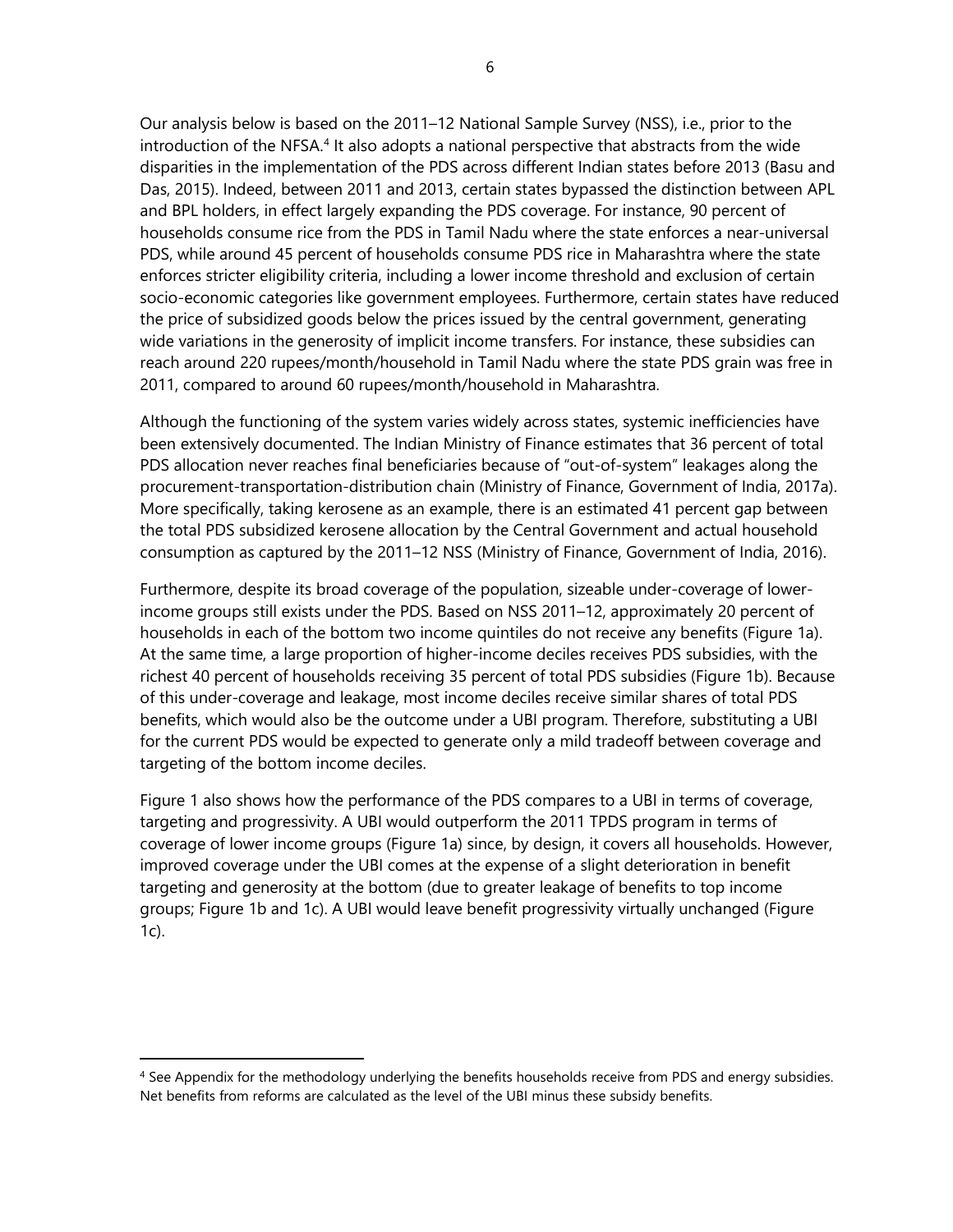Our analysis below is based on the 2011–12 National Sample Survey (NSS), i.e., prior to the introduction of the NFSA.[4] It also adopts a national perspective that abstracts from the wide disparities in the implementation of the PDS across different Indian states before 2013 (Basu and Das, 2015). Indeed, between 2011 and 2013, certain states bypassed the distinction between APL and BPL holders, in effect largely expanding the PDS coverage. For instance, 90 percent of households consume rice from the PDS in Tamil Nadu where the state enforces a near-universal PDS, while around 45 percent of households consume PDS rice in Maharashtra where the state enforces stricter eligibility criteria, including a lower income threshold and exclusion of certain socio-economic categories like government employees. Furthermore, certain states have reduced the price of subsidized goods below the prices issued by the central government, generating wide variations in the generosity of implicit income transfers. For instance, these subsidies can reach around 220 rupees/month/household in Tamil Nadu where the state PDS grain was free in 2011, compared to around 60 rupees/month/household in Maharashtra.

Although the functioning of the system varies widely across states, systemic inefficiencies have been extensively documented. The Indian Ministry of Finance estimates that 36 percent of total PDS allocation never reaches final beneficiaries because of "out-of-system" leakages along the procurement-transportation-distribution chain (Ministry of Finance, Government of India, 2017a). More specifically, taking kerosene as an example, there is an estimated 41 percent gap between the total PDS subsidized kerosene allocation by the Central Government and actual household consumption as captured by the 2011–12 NSS (Ministry of Finance, Government of India, 2016).

Furthermore, despite its broad coverage of the population, sizeable under-coverage of lower-income groups still exists under the PDS. Based on NSS 2011–12, approximately 20 percent of households in each of the bottom two income quintiles do not receive any benefits (Figure 1a). At the same time, a large proportion of higher-income deciles receives PDS subsidies, with the richest 40 percent of households receiving 35 percent of total PDS subsidies (Figure 1b). Because of this under-coverage and leakage, most income deciles receive similar shares of total PDS benefits, which would also be the outcome under a UBI program. Therefore, substituting a UBI for the current PDS would be expected to generate only a mild tradeoff between coverage and targeting of the bottom income deciles.

Figure 1 also shows how the performance of the PDS compares to a UBI in terms of coverage, targeting and progressivity. A UBI would outperform the 2011 TPDS program in terms of coverage of lower income groups (Figure 1a) since, by design, it covers all households. However, improved coverage under the UBI comes at the expense of a slight deterioration in benefit targeting and generosity at the bottom (due to greater leakage of benefits to top income groups; Figure 1b and 1c). A UBI would leave benefit progressivity virtually unchanged (Figure 1c).

[4] See Appendix for the methodology underlying the benefits households receive from PDS and energy subsidies. Net benefits from reforms are calculated as the level of the UBI minus these subsidy benefits.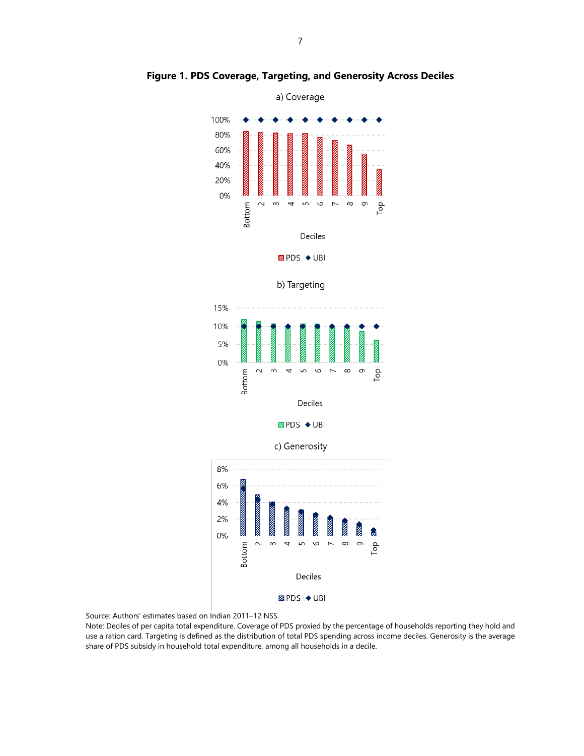**Figure 1. PDS Coverage, Targeting, and Generosity Across Deciles**

a) Coverage

100%
80%
60%
40%
20%
0%

Bottom 2 3 4 5 6 7 8 9 Top

Deciles

PDS ◆ UBI

b) Targeting

15%
10%
5%
0%

Bottom 2 3 4 5 6 7 8 9 Top

Deciles

PDS ◆ UBI

c) Generosity

8%
6%
4%
2%
0%

Bottom 2 3 4 5 6 7 8 9 Top

Deciles

PDS ◆ UBI

Source: Authors' estimates based on Indian 2011–12 NSS.

Note: Deciles of per capita total expenditure. Coverage of PDS proxied by the percentage of households reporting they hold and use a ration card. Targeting is defined as the distribution of total PDS spending across income deciles. Generosity is the average share of PDS subsidy in household total expenditure, among all households in a decile.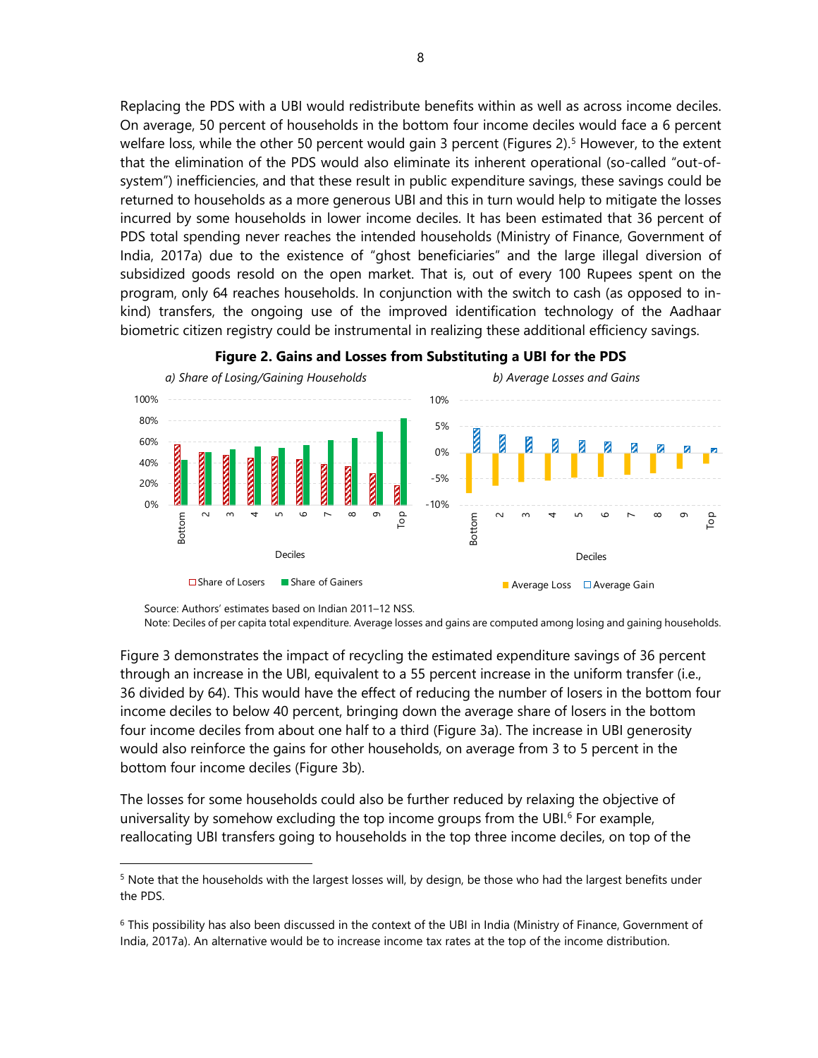Replacing the PDS with a UBI would redistribute benefits within as well as across income deciles. On average, 50 percent of households in the bottom four income deciles would face a 6 percent welfare loss, while the other 50 percent would gain 3 percent (Figures 2).[5] However, to the extent that the elimination of the PDS would also eliminate its inherent operational (so-called "out-of-system") inefficiencies, and that these result in public expenditure savings, these savings could be returned to households as a more generous UBI and this in turn would help to mitigate the losses incurred by some households in lower income deciles. It has been estimated that 36 percent of PDS total spending never reaches the intended households (Ministry of Finance, Government of India, 2017a) due to the existence of "ghost beneficiaries" and the large illegal diversion of subsidized goods resold on the open market. That is, out of every 100 Rupees spent on the program, only 64 reaches households. In conjunction with the switch to cash (as opposed to in-kind) transfers, the ongoing use of the improved identification technology of the Aadhaar biometric citizen registry could be instrumental in realizing these additional efficiency savings.

**Figure 2. Gains and Losses from Substituting a UBI for the PDS**

*a) Share of Losing/Gaining Households*

100%
80%
60%
40%
20%
0%

Bottom 2 3 4 5 6 7 8 9 Top

Deciles

Share of Losers   Share of Gainers

*b) Average Losses and Gains*

10%
5%
0%
-5%
-10%

Bottom 2 3 4 5 6 7 8 9 Top

Deciles

Average Loss   Average Gain

Source: Authors' estimates based on Indian 2011–12 NSS.
Note: Deciles of per capita total expenditure. Average losses and gains are computed among losing and gaining households.

Figure 3 demonstrates the impact of recycling the estimated expenditure savings of 36 percent through an increase in the UBI, equivalent to a 55 percent increase in the uniform transfer (i.e., 36 divided by 64). This would have the effect of reducing the number of losers in the bottom four income deciles to below 40 percent, bringing down the average share of losers in the bottom four income deciles from about one half to a third (Figure 3a). The increase in UBI generosity would also reinforce the gains for other households, on average from 3 to 5 percent in the bottom four income deciles (Figure 3b).

The losses for some households could also be further reduced by relaxing the objective of universality by somehow excluding the top income groups from the UBI.[6] For example, reallocating UBI transfers going to households in the top three income deciles, on top of the

---

[5] Note that the households with the largest losses will, by design, be those who had the largest benefits under the PDS.

[6] This possibility has also been discussed in the context of the UBI in India (Ministry of Finance, Government of India, 2017a). An alternative would be to increase income tax rates at the top of the income distribution.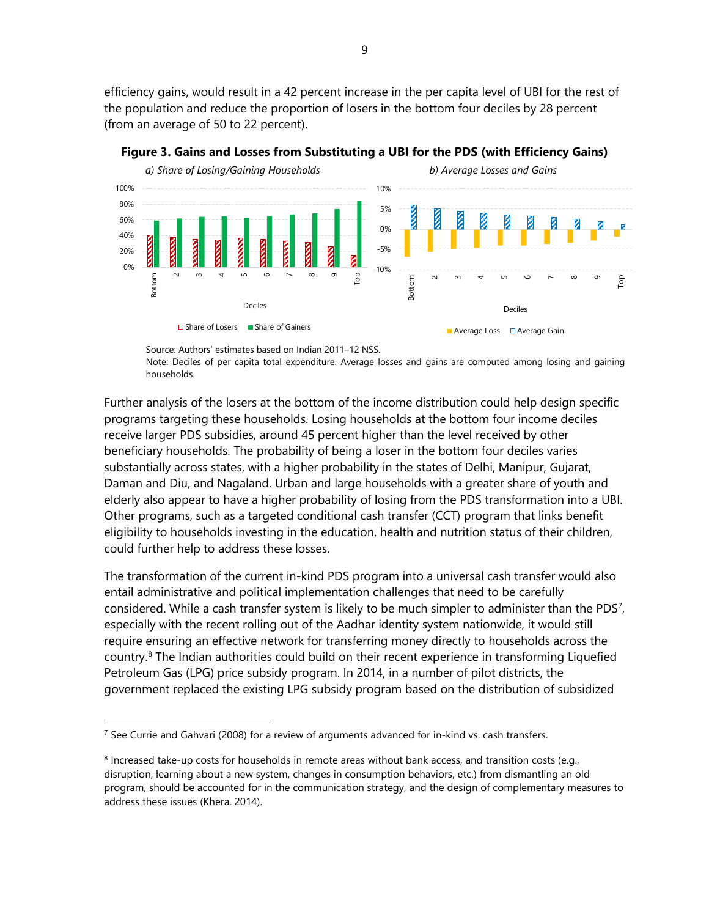efficiency gains, would result in a 42 percent increase in the per capita level of UBI for the rest of the population and reduce the proportion of losers in the bottom four deciles by 28 percent (from an average of 50 to 22 percent).

**Figure 3. Gains and Losses from Substituting a UBI for the PDS (with Efficiency Gains)**

*a) Share of Losing/Gaining Households*

100%
80%
60%
40%
20%
0%

Bottom
2
3
4
5
6
7
8
9
Top

Deciles

Share of Losers
Share of Gainers

*b) Average Losses and Gains*

10%
5%
0%
-5%
-10%

Bottom
2
3
4
5
6
7
8
9
Top

Deciles

Average Loss
Average Gain

Source: Authors' estimates based on Indian 2011–12 NSS.
Note: Deciles of per capita total expenditure. Average losses and gains are computed among losing and gaining households.

Further analysis of the losers at the bottom of the income distribution could help design specific programs targeting these households. Losing households at the bottom four income deciles receive larger PDS subsidies, around 45 percent higher than the level received by other beneficiary households. The probability of being a loser in the bottom four deciles varies substantially across states, with a higher probability in the states of Delhi, Manipur, Gujarat, Daman and Diu, and Nagaland. Urban and large households with a greater share of youth and elderly also appear to have a higher probability of losing from the PDS transformation into a UBI. Other programs, such as a targeted conditional cash transfer (CCT) program that links benefit eligibility to households investing in the education, health and nutrition status of their children, could further help to address these losses.

The transformation of the current in-kind PDS program into a universal cash transfer would also entail administrative and political implementation challenges that need to be carefully considered. While a cash transfer system is likely to be much simpler to administer than the PDS[7], especially with the recent rolling out of the Aadhar identity system nationwide, it would still require ensuring an effective network for transferring money directly to households across the country.[8] The Indian authorities could build on their recent experience in transforming Liquefied Petroleum Gas (LPG) price subsidy program. In 2014, in a number of pilot districts, the government replaced the existing LPG subsidy program based on the distribution of subsidized

[7] See Currie and Gahvari (2008) for a review of arguments advanced for in-kind vs. cash transfers.

[8] Increased take-up costs for households in remote areas without bank access, and transition costs (e.g., disruption, learning about a new system, changes in consumption behaviors, etc.) from dismantling an old program, should be accounted for in the communication strategy, and the design of complementary measures to address these issues (Khera, 2014).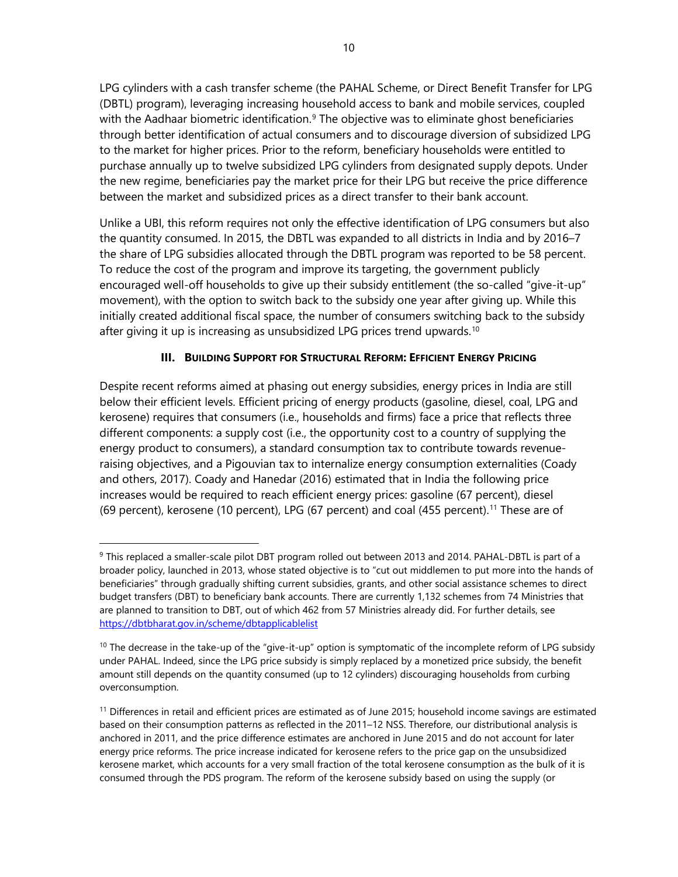LPG cylinders with a cash transfer scheme (the PAHAL Scheme, or Direct Benefit Transfer for LPG (DBTL) program), leveraging increasing household access to bank and mobile services, coupled with the Aadhaar biometric identification.[9] The objective was to eliminate ghost beneficiaries through better identification of actual consumers and to discourage diversion of subsidized LPG to the market for higher prices. Prior to the reform, beneficiary households were entitled to purchase annually up to twelve subsidized LPG cylinders from designated supply depots. Under the new regime, beneficiaries pay the market price for their LPG but receive the price difference between the market and subsidized prices as a direct transfer to their bank account.

Unlike a UBI, this reform requires not only the effective identification of LPG consumers but also the quantity consumed. In 2015, the DBTL was expanded to all districts in India and by 2016–7 the share of LPG subsidies allocated through the DBTL program was reported to be 58 percent. To reduce the cost of the program and improve its targeting, the government publicly encouraged well-off households to give up their subsidy entitlement (the so-called "give-it-up" movement), with the option to switch back to the subsidy one year after giving up. While this initially created additional fiscal space, the number of consumers switching back to the subsidy after giving it up is increasing as unsubsidized LPG prices trend upwards.[10]

## III. Building Support for Structural Reform: Efficient Energy Pricing

Despite recent reforms aimed at phasing out energy subsidies, energy prices in India are still below their efficient levels. Efficient pricing of energy products (gasoline, diesel, coal, LPG and kerosene) requires that consumers (i.e., households and firms) face a price that reflects three different components: a supply cost (i.e., the opportunity cost to a country of supplying the energy product to consumers), a standard consumption tax to contribute towards revenue-raising objectives, and a Pigouvian tax to internalize energy consumption externalities (Coady and others, 2017). Coady and Hanedar (2016) estimated that in India the following price increases would be required to reach efficient energy prices: gasoline (67 percent), diesel (69 percent), kerosene (10 percent), LPG (67 percent) and coal (455 percent).[11] These are of

---

[9] This replaced a smaller-scale pilot DBT program rolled out between 2013 and 2014. PAHAL-DBTL is part of a broader policy, launched in 2013, whose stated objective is to "cut out middlemen to put more into the hands of beneficiaries" through gradually shifting current subsidies, grants, and other social assistance schemes to direct budget transfers (DBT) to beneficiary bank accounts. There are currently 1,132 schemes from 74 Ministries that are planned to transition to DBT, out of which 462 from 57 Ministries already did. For further details, see https://dbtbharat.gov.in/scheme/dbtapplicablelist

[10] The decrease in the take-up of the "give-it-up" option is symptomatic of the incomplete reform of LPG subsidy under PAHAL. Indeed, since the LPG price subsidy is simply replaced by a monetized price subsidy, the benefit amount still depends on the quantity consumed (up to 12 cylinders) discouraging households from curbing overconsumption.

[11] Differences in retail and efficient prices are estimated as of June 2015; household income savings are estimated based on their consumption patterns as reflected in the 2011–12 NSS. Therefore, our distributional analysis is anchored in 2011, and the price difference estimates are anchored in June 2015 and do not account for later energy price reforms. The price increase indicated for kerosene refers to the price gap on the unsubsidized kerosene market, which accounts for a very small fraction of the total kerosene consumption as the bulk of it is consumed through the PDS program. The reform of the kerosene subsidy based on using the supply (or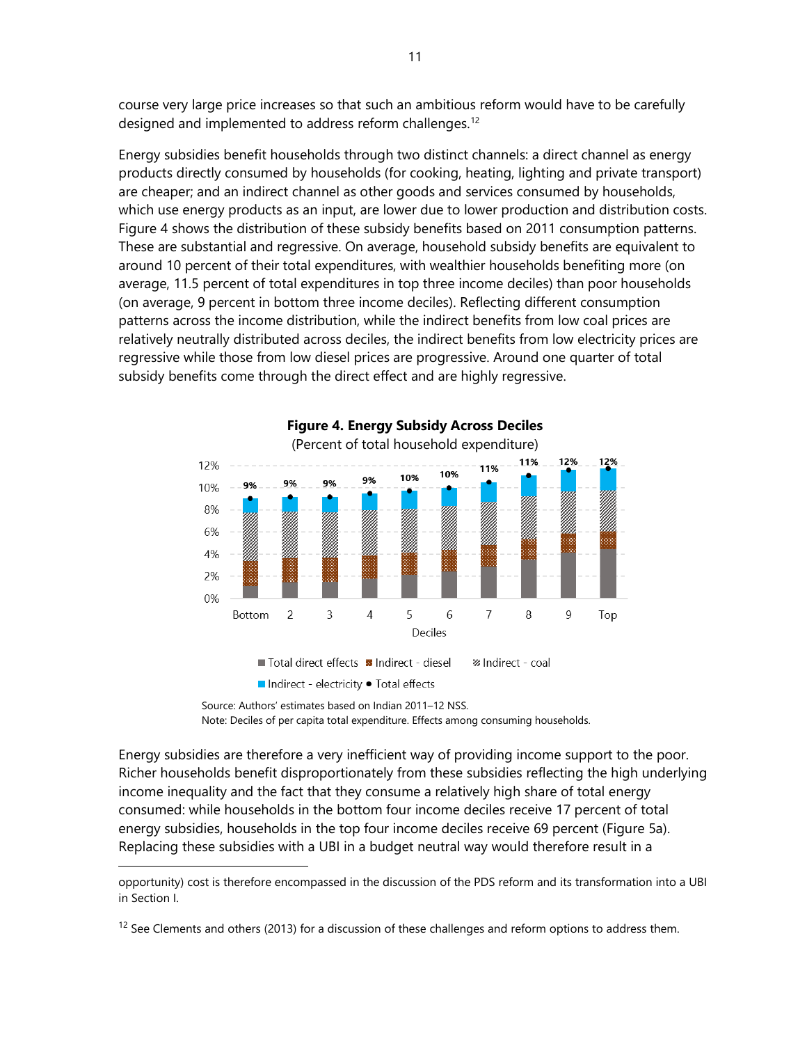course very large price increases so that such an ambitious reform would have to be carefully designed and implemented to address reform challenges.[12]

Energy subsidies benefit households through two distinct channels: a direct channel as energy products directly consumed by households (for cooking, heating, lighting and private transport) are cheaper; and an indirect channel as other goods and services consumed by households, which use energy products as an input, are lower due to lower production and distribution costs. Figure 4 shows the distribution of these subsidy benefits based on 2011 consumption patterns. These are substantial and regressive. On average, household subsidy benefits are equivalent to around 10 percent of their total expenditures, with wealthier households benefiting more (on average, 11.5 percent of total expenditures in top three income deciles) than poor households (on average, 9 percent in bottom three income deciles). Reflecting different consumption patterns across the income distribution, while the indirect benefits from low coal prices are relatively neutrally distributed across deciles, the indirect benefits from low electricity prices are regressive while those from low diesel prices are progressive. Around one quarter of total subsidy benefits come through the direct effect and are highly regressive.

**Figure 4. Energy Subsidy Across Deciles**

(Percent of total household expenditure)

12%
10%
8%
6%
4%
2%
0%

9% 9% 9% 9% 10% 10% 11% 11% 12% 12%

Bottom 2 3 4 5 6 7 8 9 Top

Deciles

Total direct effects
Indirect - diesel
Indirect - coal
Indirect - electricity
Total effects

Source: Authors' estimates based on Indian 2011–12 NSS.
Note: Deciles of per capita total expenditure. Effects among consuming households.

Energy subsidies are therefore a very inefficient way of providing income support to the poor. Richer households benefit disproportionately from these subsidies reflecting the high underlying income inequality and the fact that they consume a relatively high share of total energy consumed: while households in the bottom four income deciles receive 17 percent of total energy subsidies, households in the top four income deciles receive 69 percent (Figure 5a). Replacing these subsidies with a UBI in a budget neutral way would therefore result in a

opportunity) cost is therefore encompassed in the discussion of the PDS reform and its transformation into a UBI in Section I.

[12] See Clements and others (2013) for a discussion of these challenges and reform options to address them.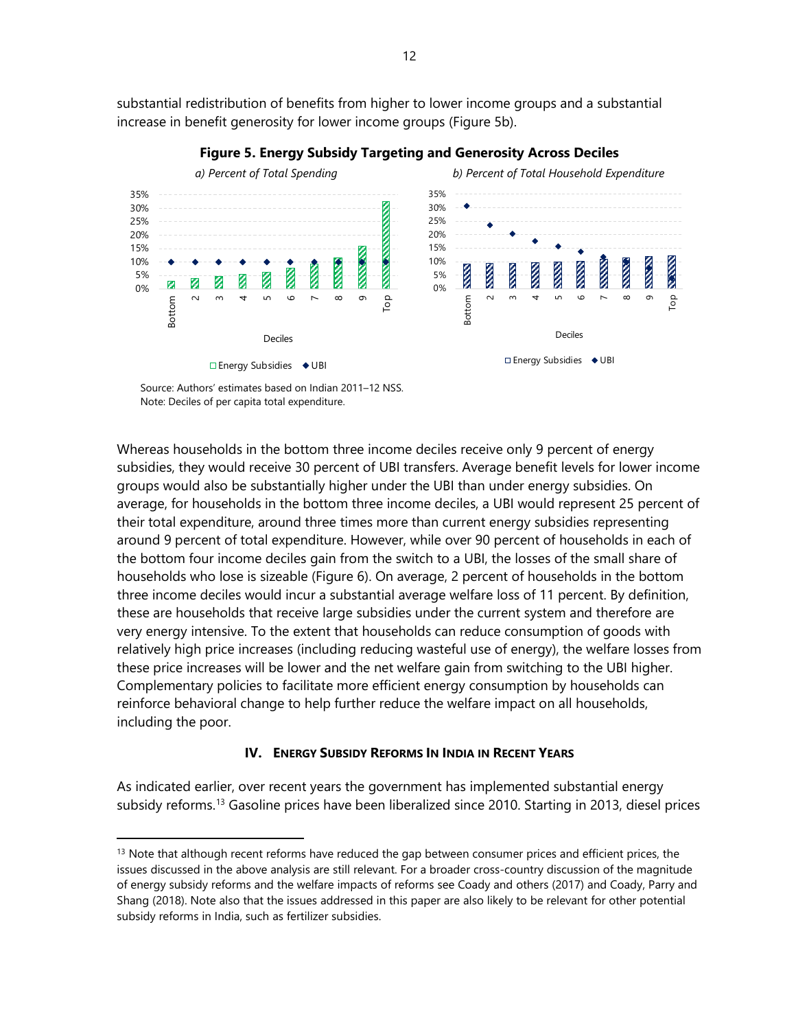substantial redistribution of benefits from higher to lower income groups and a substantial increase in benefit generosity for lower income groups (Figure 5b).

**Figure 5. Energy Subsidy Targeting and Generosity Across Deciles**

*a) Percent of Total Spending*

35%
30%
25%
20%
15%
10%
5%
0%

Bottom 2 3 4 5 6 7 8 9 Top

Deciles

Energy Subsidies ◆ UBI

*b) Percent of Total Household Expenditure*

35%
30%
25%
20%
15%
10%
5%
0%

Bottom 2 3 4 5 6 7 8 9 Top

Deciles

Energy Subsidies ◆ UBI

Source: Authors' estimates based on Indian 2011–12 NSS.
Note: Deciles of per capita total expenditure.

Whereas households in the bottom three income deciles receive only 9 percent of energy subsidies, they would receive 30 percent of UBI transfers. Average benefit levels for lower income groups would also be substantially higher under the UBI than under energy subsidies. On average, for households in the bottom three income deciles, a UBI would represent 25 percent of their total expenditure, around three times more than current energy subsidies representing around 9 percent of total expenditure. However, while over 90 percent of households in each of the bottom four income deciles gain from the switch to a UBI, the losses of the small share of households who lose is sizeable (Figure 6). On average, 2 percent of households in the bottom three income deciles would incur a substantial average welfare loss of 11 percent. By definition, these are households that receive large subsidies under the current system and therefore are very energy intensive. To the extent that households can reduce consumption of goods with relatively high price increases (including reducing wasteful use of energy), the welfare losses from these price increases will be lower and the net welfare gain from switching to the UBI higher. Complementary policies to facilitate more efficient energy consumption by households can reinforce behavioral change to help further reduce the welfare impact on all households, including the poor.

## IV. Energy Subsidy Reforms In India in Recent Years

As indicated earlier, over recent years the government has implemented substantial energy subsidy reforms.[13] Gasoline prices have been liberalized since 2010. Starting in 2013, diesel prices

[13] Note that although recent reforms have reduced the gap between consumer prices and efficient prices, the issues discussed in the above analysis are still relevant. For a broader cross-country discussion of the magnitude of energy subsidy reforms and the welfare impacts of reforms see Coady and others (2017) and Coady, Parry and Shang (2018). Note also that the issues addressed in this paper are also likely to be relevant for other potential subsidy reforms in India, such as fertilizer subsidies.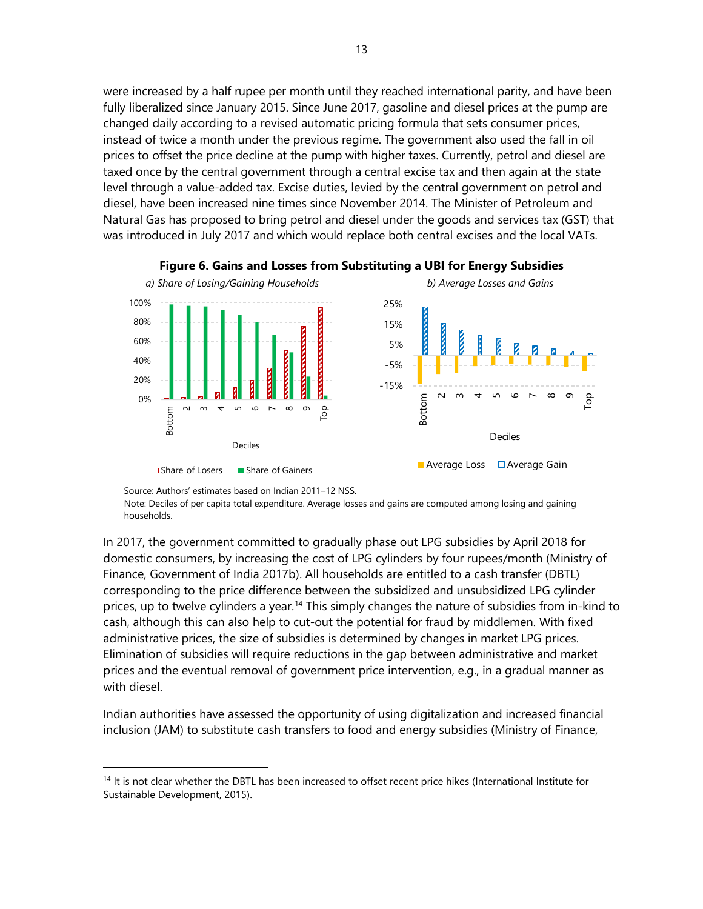were increased by a half rupee per month until they reached international parity, and have been fully liberalized since January 2015. Since June 2017, gasoline and diesel prices at the pump are changed daily according to a revised automatic pricing formula that sets consumer prices, instead of twice a month under the previous regime. The government also used the fall in oil prices to offset the price decline at the pump with higher taxes. Currently, petrol and diesel are taxed once by the central government through a central excise tax and then again at the state level through a value-added tax. Excise duties, levied by the central government on petrol and diesel, have been increased nine times since November 2014. The Minister of Petroleum and Natural Gas has proposed to bring petrol and diesel under the goods and services tax (GST) that was introduced in July 2017 and which would replace both central excises and the local VATs.

**Figure 6. Gains and Losses from Substituting a UBI for Energy Subsidies**

*a) Share of Losing/Gaining Households*

100%
80%
60%
40%
20%
0%

Bottom 2 3 4 5 6 7 8 9 Top

Deciles

Share of Losers  Share of Gainers

*b) Average Losses and Gains*

25%
15%
5%
-5%
-15%

Bottom 2 3 4 5 6 7 8 9 Top

Deciles

Average Loss  Average Gain

Source: Authors' estimates based on Indian 2011–12 NSS.
Note: Deciles of per capita total expenditure. Average losses and gains are computed among losing and gaining households.

In 2017, the government committed to gradually phase out LPG subsidies by April 2018 for domestic consumers, by increasing the cost of LPG cylinders by four rupees/month (Ministry of Finance, Government of India 2017b). All households are entitled to a cash transfer (DBTL) corresponding to the price difference between the subsidized and unsubsidized LPG cylinder prices, up to twelve cylinders a year.[14] This simply changes the nature of subsidies from in-kind to cash, although this can also help to cut-out the potential for fraud by middlemen. With fixed administrative prices, the size of subsidies is determined by changes in market LPG prices. Elimination of subsidies will require reductions in the gap between administrative and market prices and the eventual removal of government price intervention, e.g., in a gradual manner as with diesel.

Indian authorities have assessed the opportunity of using digitalization and increased financial inclusion (JAM) to substitute cash transfers to food and energy subsidies (Ministry of Finance,

[14] It is not clear whether the DBTL has been increased to offset recent price hikes (International Institute for Sustainable Development, 2015).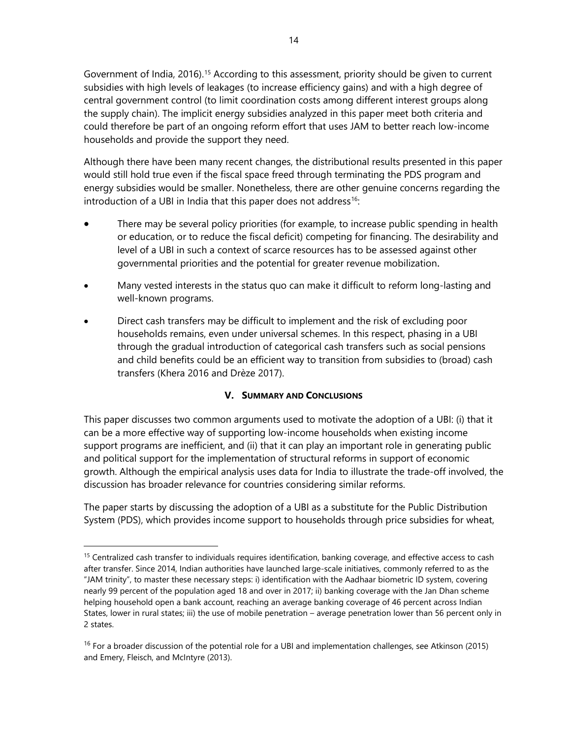Government of India, 2016).[15] According to this assessment, priority should be given to current subsidies with high levels of leakages (to increase efficiency gains) and with a high degree of central government control (to limit coordination costs among different interest groups along the supply chain). The implicit energy subsidies analyzed in this paper meet both criteria and could therefore be part of an ongoing reform effort that uses JAM to better reach low-income households and provide the support they need.

Although there have been many recent changes, the distributional results presented in this paper would still hold true even if the fiscal space freed through terminating the PDS program and energy subsidies would be smaller. Nonetheless, there are other genuine concerns regarding the introduction of a UBI in India that this paper does not address[16]:

- There may be several policy priorities (for example, to increase public spending in health or education, or to reduce the fiscal deficit) competing for financing. The desirability and level of a UBI in such a context of scarce resources has to be assessed against other governmental priorities and the potential for greater revenue mobilization.
- Many vested interests in the status quo can make it difficult to reform long-lasting and well-known programs.
- Direct cash transfers may be difficult to implement and the risk of excluding poor households remains, even under universal schemes. In this respect, phasing in a UBI through the gradual introduction of categorical cash transfers such as social pensions and child benefits could be an efficient way to transition from subsidies to (broad) cash transfers (Khera 2016 and Drèze 2017).

## V. Summary and Conclusions

This paper discusses two common arguments used to motivate the adoption of a UBI: (i) that it can be a more effective way of supporting low-income households when existing income support programs are inefficient, and (ii) that it can play an important role in generating public and political support for the implementation of structural reforms in support of economic growth. Although the empirical analysis uses data for India to illustrate the trade-off involved, the discussion has broader relevance for countries considering similar reforms.

The paper starts by discussing the adoption of a UBI as a substitute for the Public Distribution System (PDS), which provides income support to households through price subsidies for wheat,

---

[15] Centralized cash transfer to individuals requires identification, banking coverage, and effective access to cash after transfer. Since 2014, Indian authorities have launched large-scale initiatives, commonly referred to as the "JAM trinity", to master these necessary steps: i) identification with the Aadhaar biometric ID system, covering nearly 99 percent of the population aged 18 and over in 2017; ii) banking coverage with the Jan Dhan scheme helping household open a bank account, reaching an average banking coverage of 46 percent across Indian States, lower in rural states; iii) the use of mobile penetration – average penetration lower than 56 percent only in 2 states.

[16] For a broader discussion of the potential role for a UBI and implementation challenges, see Atkinson (2015) and Emery, Fleisch, and McIntyre (2013).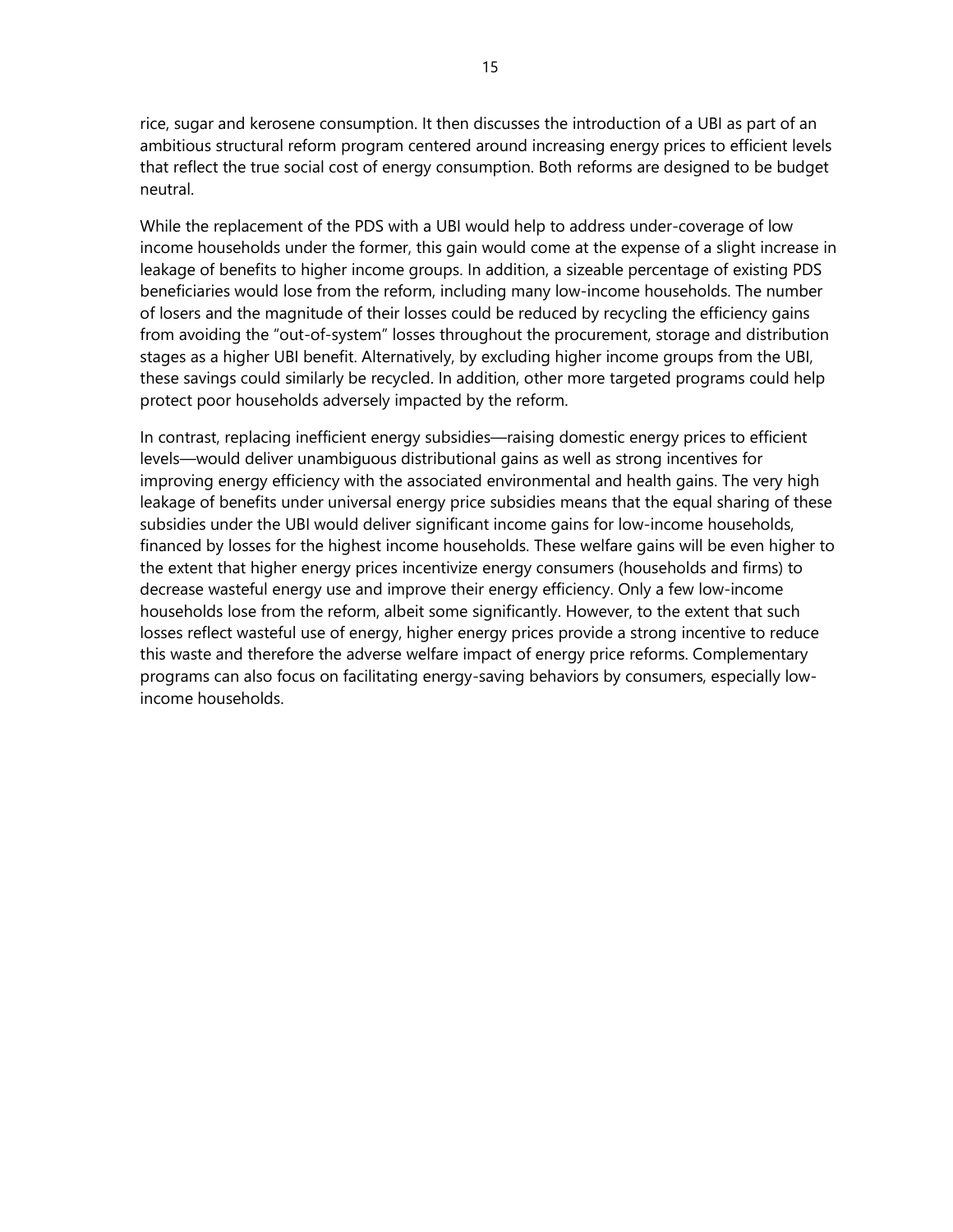rice, sugar and kerosene consumption. It then discusses the introduction of a UBI as part of an ambitious structural reform program centered around increasing energy prices to efficient levels that reflect the true social cost of energy consumption. Both reforms are designed to be budget neutral.

While the replacement of the PDS with a UBI would help to address under-coverage of low income households under the former, this gain would come at the expense of a slight increase in leakage of benefits to higher income groups. In addition, a sizeable percentage of existing PDS beneficiaries would lose from the reform, including many low-income households. The number of losers and the magnitude of their losses could be reduced by recycling the efficiency gains from avoiding the "out-of-system" losses throughout the procurement, storage and distribution stages as a higher UBI benefit. Alternatively, by excluding higher income groups from the UBI, these savings could similarly be recycled. In addition, other more targeted programs could help protect poor households adversely impacted by the reform.

In contrast, replacing inefficient energy subsidies—raising domestic energy prices to efficient levels—would deliver unambiguous distributional gains as well as strong incentives for improving energy efficiency with the associated environmental and health gains. The very high leakage of benefits under universal energy price subsidies means that the equal sharing of these subsidies under the UBI would deliver significant income gains for low-income households, financed by losses for the highest income households. These welfare gains will be even higher to the extent that higher energy prices incentivize energy consumers (households and firms) to decrease wasteful energy use and improve their energy efficiency. Only a few low-income households lose from the reform, albeit some significantly. However, to the extent that such losses reflect wasteful use of energy, higher energy prices provide a strong incentive to reduce this waste and therefore the adverse welfare impact of energy price reforms. Complementary programs can also focus on facilitating energy-saving behaviors by consumers, especially low-income households.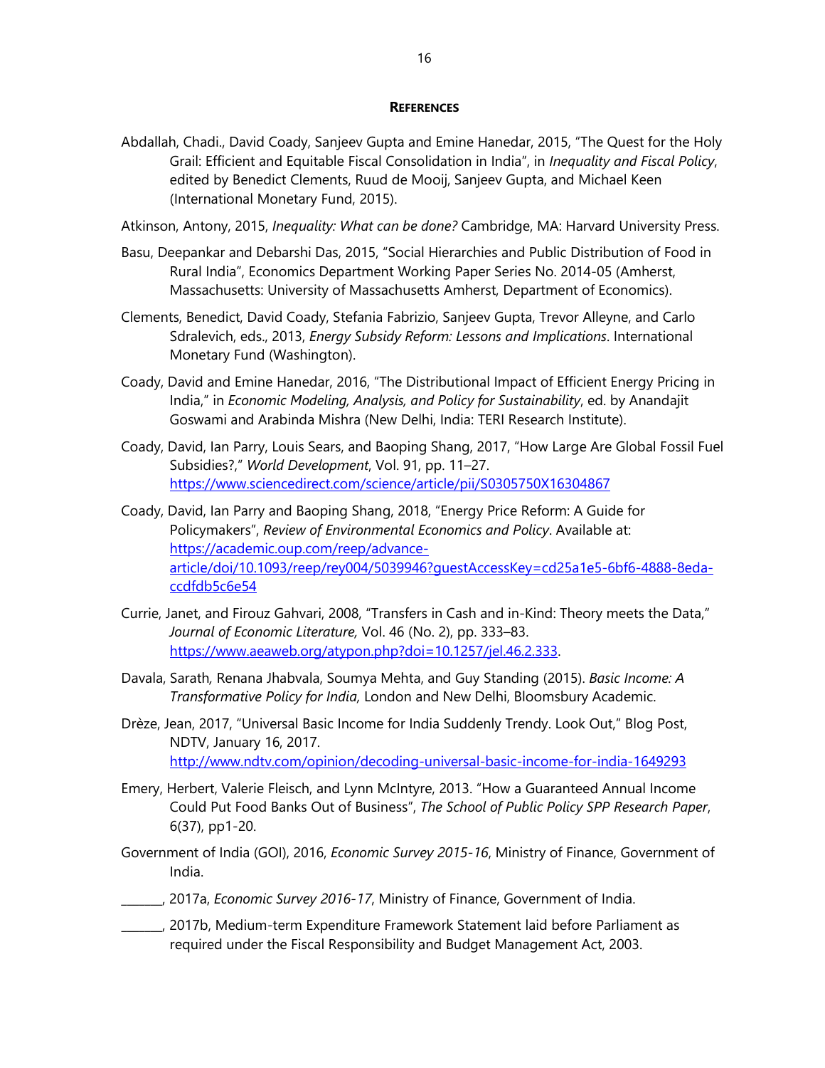## REFERENCES

Abdallah, Chadi., David Coady, Sanjeev Gupta and Emine Hanedar, 2015, "The Quest for the Holy Grail: Efficient and Equitable Fiscal Consolidation in India", in *Inequality and Fiscal Policy*, edited by Benedict Clements, Ruud de Mooij, Sanjeev Gupta, and Michael Keen (International Monetary Fund, 2015).

Atkinson, Antony, 2015, *Inequality: What can be done?* Cambridge, MA: Harvard University Press.

Basu, Deepankar and Debarshi Das, 2015, "Social Hierarchies and Public Distribution of Food in Rural India", Economics Department Working Paper Series No. 2014-05 (Amherst, Massachusetts: University of Massachusetts Amherst, Department of Economics).

Clements, Benedict, David Coady, Stefania Fabrizio, Sanjeev Gupta, Trevor Alleyne, and Carlo Sdralevich, eds., 2013, *Energy Subsidy Reform: Lessons and Implications*. International Monetary Fund (Washington).

Coady, David and Emine Hanedar, 2016, "The Distributional Impact of Efficient Energy Pricing in India," in *Economic Modeling, Analysis, and Policy for Sustainability*, ed. by Anandajit Goswami and Arabinda Mishra (New Delhi, India: TERI Research Institute).

Coady, David, Ian Parry, Louis Sears, and Baoping Shang, 2017, "How Large Are Global Fossil Fuel Subsidies?," *World Development*, Vol. 91, pp. 11–27. https://www.sciencedirect.com/science/article/pii/S0305750X16304867

Coady, David, Ian Parry and Baoping Shang, 2018, "Energy Price Reform: A Guide for Policymakers", *Review of Environmental Economics and Policy*. Available at: https://academic.oup.com/reep/advance-article/doi/10.1093/reep/rey004/5039946?guestAccessKey=cd25a1e5-6bf6-4888-8eda-ccdfdb5c6e54

Currie, Janet, and Firouz Gahvari, 2008, "Transfers in Cash and in-Kind: Theory meets the Data," *Journal of Economic Literature,* Vol. 46 (No. 2), pp. 333–83. https://www.aeaweb.org/atypon.php?doi=10.1257/jel.46.2.333.

Davala, Sarath*,* Renana Jhabvala, Soumya Mehta, and Guy Standing (2015). *Basic Income: A Transformative Policy for India,* London and New Delhi, Bloomsbury Academic.

Drèze, Jean, 2017, "Universal Basic Income for India Suddenly Trendy. Look Out," Blog Post, NDTV, January 16, 2017. http://www.ndtv.com/opinion/decoding-universal-basic-income-for-india-1649293

Emery, Herbert, Valerie Fleisch, and Lynn McIntyre, 2013. "How a Guaranteed Annual Income Could Put Food Banks Out of Business", *The School of Public Policy SPP Research Paper*, 6(37), pp1-20.

Government of India (GOI), 2016, *Economic Survey 2015-16*, Ministry of Finance, Government of India.

_______, 2017a, *Economic Survey 2016-17*, Ministry of Finance, Government of India.

_______, 2017b, Medium-term Expenditure Framework Statement laid before Parliament as required under the Fiscal Responsibility and Budget Management Act, 2003.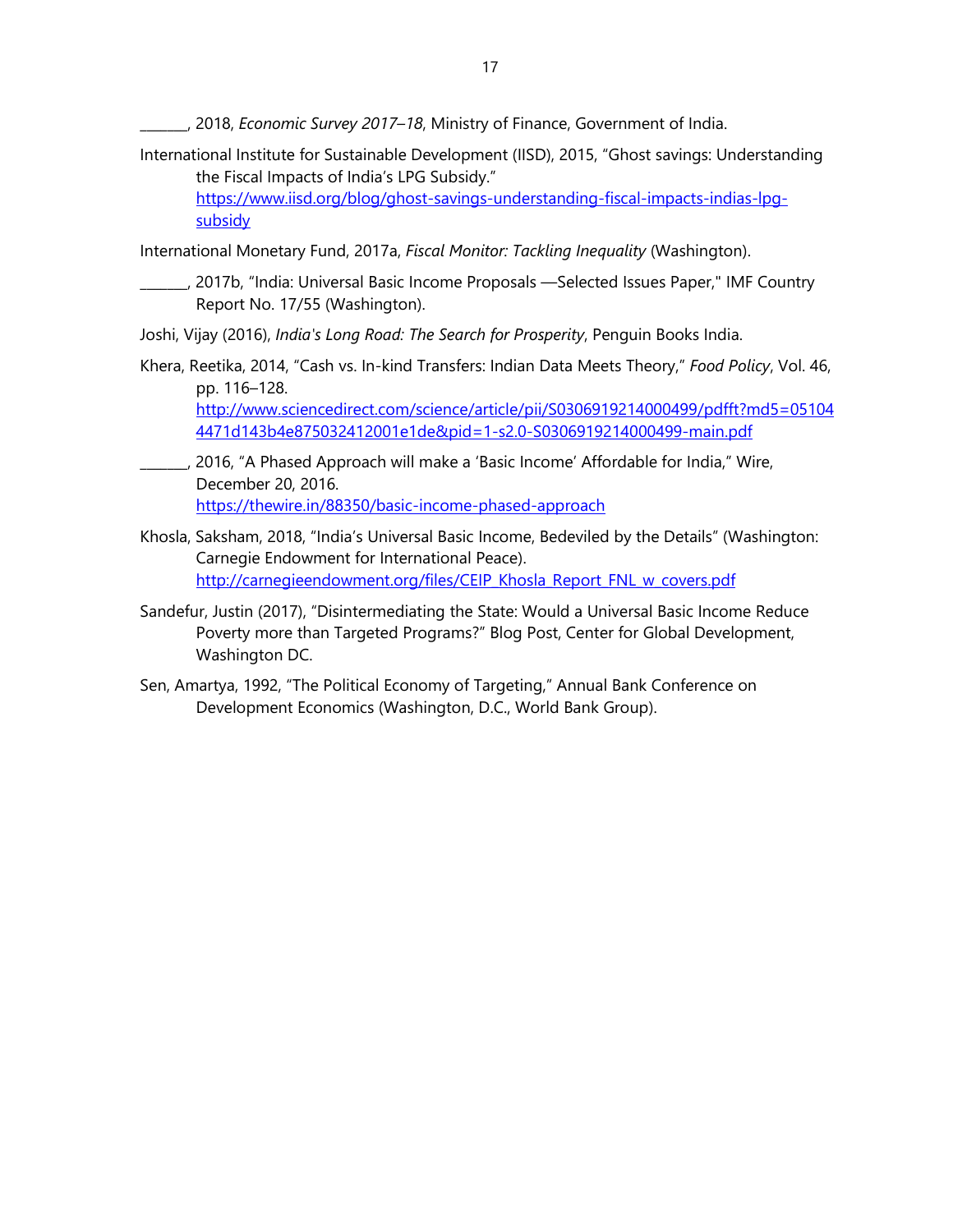_______, 2018, *Economic Survey 2017–18*, Ministry of Finance, Government of India.

International Institute for Sustainable Development (IISD), 2015, "Ghost savings: Understanding the Fiscal Impacts of India's LPG Subsidy." https://www.iisd.org/blog/ghost-savings-understanding-fiscal-impacts-indias-lpg-subsidy

International Monetary Fund, 2017a, *Fiscal Monitor: Tackling Inequality* (Washington).

_______, 2017b, "India: Universal Basic Income Proposals —Selected Issues Paper," IMF Country Report No. 17/55 (Washington).

Joshi, Vijay (2016), *India's Long Road: The Search for Prosperity*, Penguin Books India.

Khera, Reetika, 2014, "Cash vs. In-kind Transfers: Indian Data Meets Theory," *Food Policy*, Vol. 46, pp. 116–128. http://www.sciencedirect.com/science/article/pii/S0306919214000499/pdfft?md5=051044471d143b4e875032412001e1de&pid=1-s2.0-S0306919214000499-main.pdf

_______, 2016, "A Phased Approach will make a 'Basic Income' Affordable for India," Wire, December 20, 2016. https://thewire.in/88350/basic-income-phased-approach

Khosla, Saksham, 2018, "India's Universal Basic Income, Bedeviled by the Details" (Washington: Carnegie Endowment for International Peace). http://carnegieendowment.org/files/CEIP_Khosla_Report_FNL_w_covers.pdf

Sandefur, Justin (2017), "Disintermediating the State: Would a Universal Basic Income Reduce Poverty more than Targeted Programs?" Blog Post, Center for Global Development, Washington DC.

Sen, Amartya, 1992, "The Political Economy of Targeting," Annual Bank Conference on Development Economics (Washington, D.C., World Bank Group).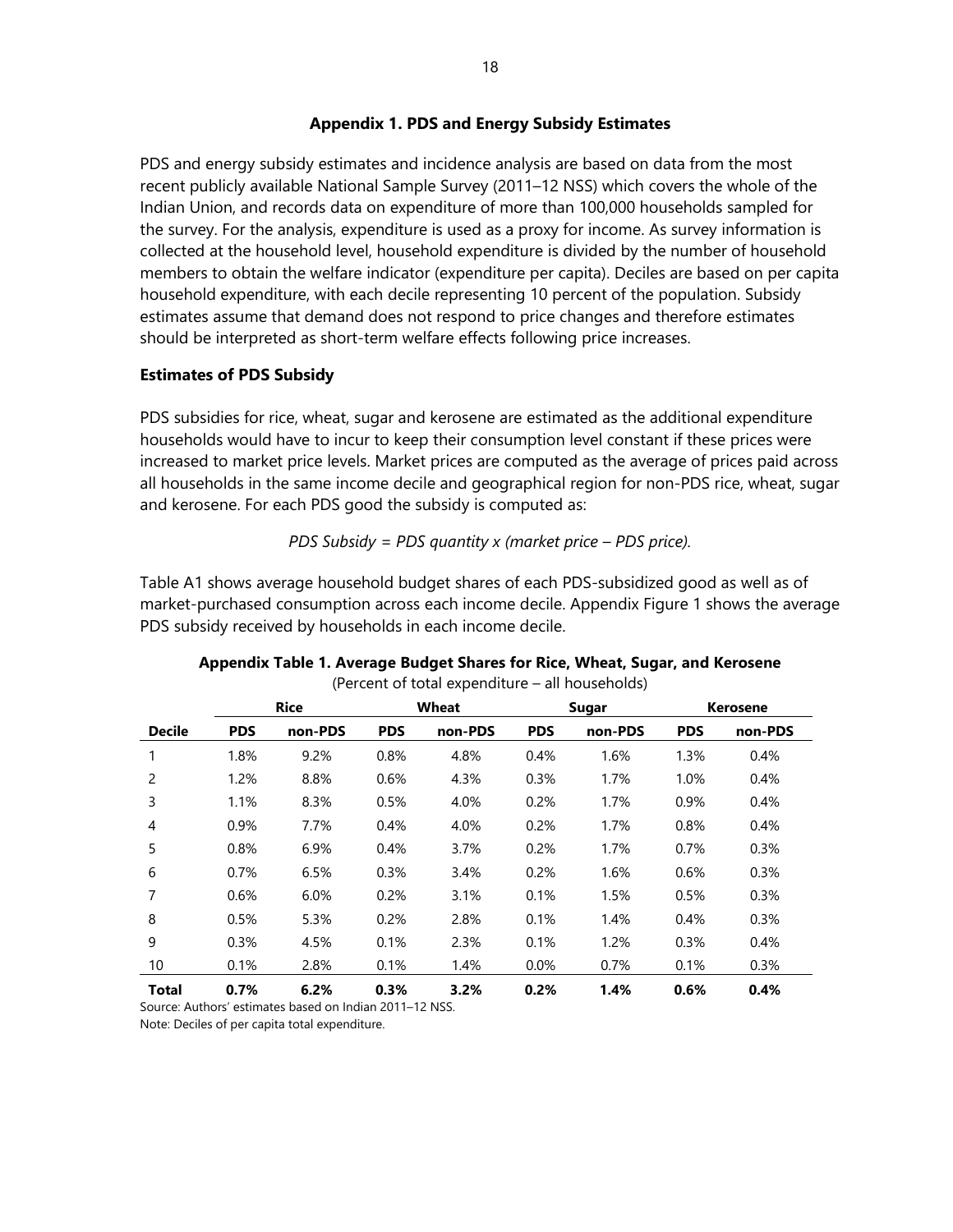## Appendix 1. PDS and Energy Subsidy Estimates

PDS and energy subsidy estimates and incidence analysis are based on data from the most recent publicly available National Sample Survey (2011–12 NSS) which covers the whole of the Indian Union, and records data on expenditure of more than 100,000 households sampled for the survey. For the analysis, expenditure is used as a proxy for income. As survey information is collected at the household level, household expenditure is divided by the number of household members to obtain the welfare indicator (expenditure per capita). Deciles are based on per capita household expenditure, with each decile representing 10 percent of the population. Subsidy estimates assume that demand does not respond to price changes and therefore estimates should be interpreted as short-term welfare effects following price increases.

### Estimates of PDS Subsidy

PDS subsidies for rice, wheat, sugar and kerosene are estimated as the additional expenditure households would have to incur to keep their consumption level constant if these prices were increased to market price levels. Market prices are computed as the average of prices paid across all households in the same income decile and geographical region for non-PDS rice, wheat, sugar and kerosene. For each PDS good the subsidy is computed as:

*PDS Subsidy = PDS quantity x (market price – PDS price).*

Table A1 shows average household budget shares of each PDS-subsidized good as well as of market-purchased consumption across each income decile. Appendix Figure 1 shows the average PDS subsidy received by households in each income decile.

**Appendix Table 1. Average Budget Shares for Rice, Wheat, Sugar, and Kerosene**

(Percent of total expenditure – all households)

| | Rice | | Wheat | | Sugar | | Kerosene | |
|---|---|---|---|---|---|---|---|---|
| **Decile** | **PDS** | **non-PDS** | **PDS** | **non-PDS** | **PDS** | **non-PDS** | **PDS** | **non-PDS** |
| 1 | 1.8% | 9.2% | 0.8% | 4.8% | 0.4% | 1.6% | 1.3% | 0.4% |
| 2 | 1.2% | 8.8% | 0.6% | 4.3% | 0.3% | 1.7% | 1.0% | 0.4% |
| 3 | 1.1% | 8.3% | 0.5% | 4.0% | 0.2% | 1.7% | 0.9% | 0.4% |
| 4 | 0.9% | 7.7% | 0.4% | 4.0% | 0.2% | 1.7% | 0.8% | 0.4% |
| 5 | 0.8% | 6.9% | 0.4% | 3.7% | 0.2% | 1.7% | 0.7% | 0.3% |
| 6 | 0.7% | 6.5% | 0.3% | 3.4% | 0.2% | 1.6% | 0.6% | 0.3% |
| 7 | 0.6% | 6.0% | 0.2% | 3.1% | 0.1% | 1.5% | 0.5% | 0.3% |
| 8 | 0.5% | 5.3% | 0.2% | 2.8% | 0.1% | 1.4% | 0.4% | 0.3% |
| 9 | 0.3% | 4.5% | 0.1% | 2.3% | 0.1% | 1.2% | 0.3% | 0.4% |
| 10 | 0.1% | 2.8% | 0.1% | 1.4% | 0.0% | 0.7% | 0.1% | 0.3% |
| **Total** | **0.7%** | **6.2%** | **0.3%** | **3.2%** | **0.2%** | **1.4%** | **0.6%** | **0.4%** |

Source: Authors' estimates based on Indian 2011–12 NSS.

Note: Deciles of per capita total expenditure.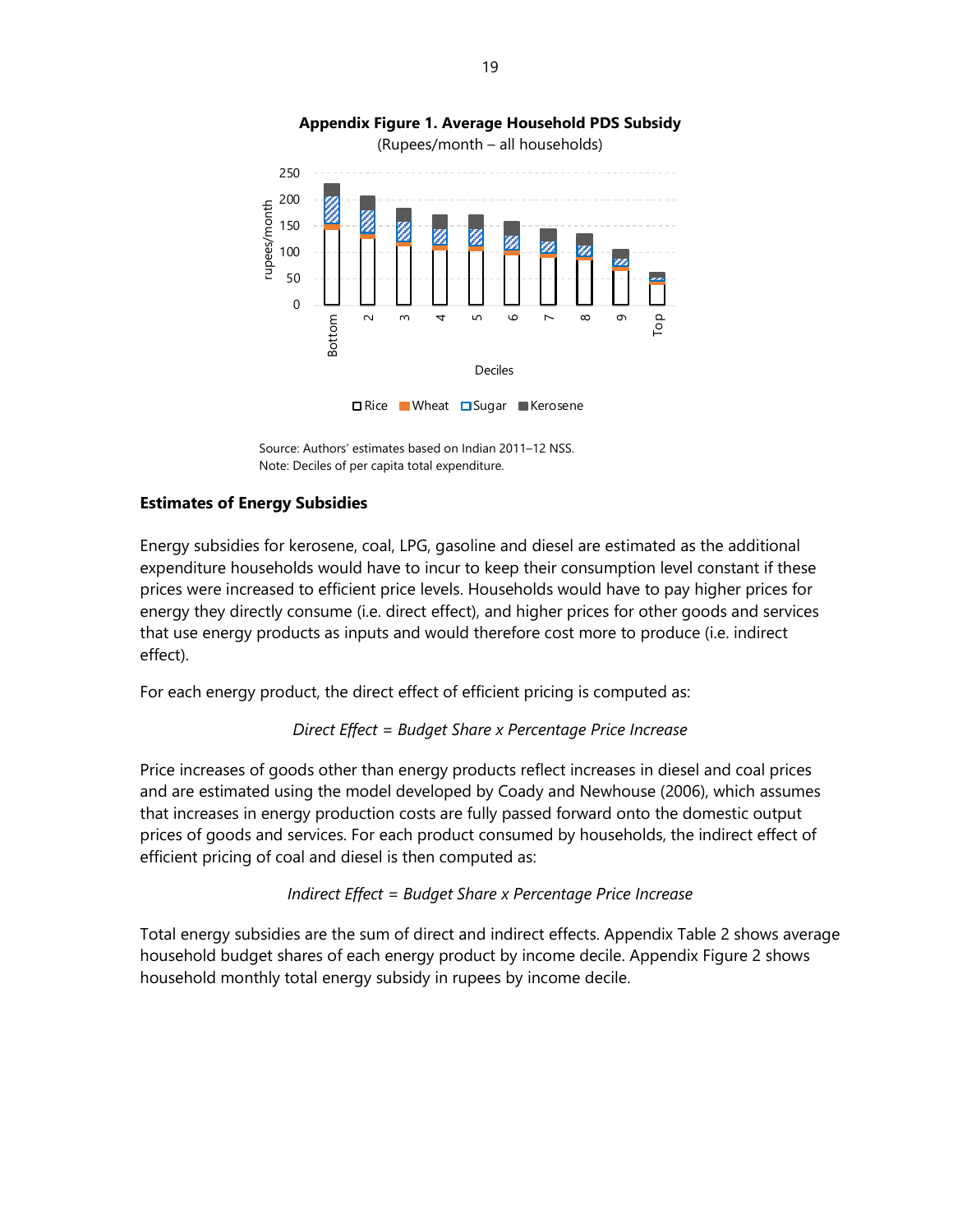**Appendix Figure 1. Average Household PDS Subsidy**

(Rupees/month – all households)

250
200
150
100
50
0

rupees/month

Bottom
2
3
4
5
6
7
8
9
Top

Deciles

Rice Wheat Sugar Kerosene

Source: Authors' estimates based on Indian 2011–12 NSS.
Note: Deciles of per capita total expenditure.

### Estimates of Energy Subsidies

Energy subsidies for kerosene, coal, LPG, gasoline and diesel are estimated as the additional expenditure households would have to incur to keep their consumption level constant if these prices were increased to efficient price levels. Households would have to pay higher prices for energy they directly consume (i.e. direct effect), and higher prices for other goods and services that use energy products as inputs and would therefore cost more to produce (i.e. indirect effect).

For each energy product, the direct effect of efficient pricing is computed as:

*Direct Effect = Budget Share x Percentage Price Increase*

Price increases of goods other than energy products reflect increases in diesel and coal prices and are estimated using the model developed by Coady and Newhouse (2006), which assumes that increases in energy production costs are fully passed forward onto the domestic output prices of goods and services. For each product consumed by households, the indirect effect of efficient pricing of coal and diesel is then computed as:

*Indirect Effect = Budget Share x Percentage Price Increase*

Total energy subsidies are the sum of direct and indirect effects. Appendix Table 2 shows average household budget shares of each energy product by income decile. Appendix Figure 2 shows household monthly total energy subsidy in rupees by income decile.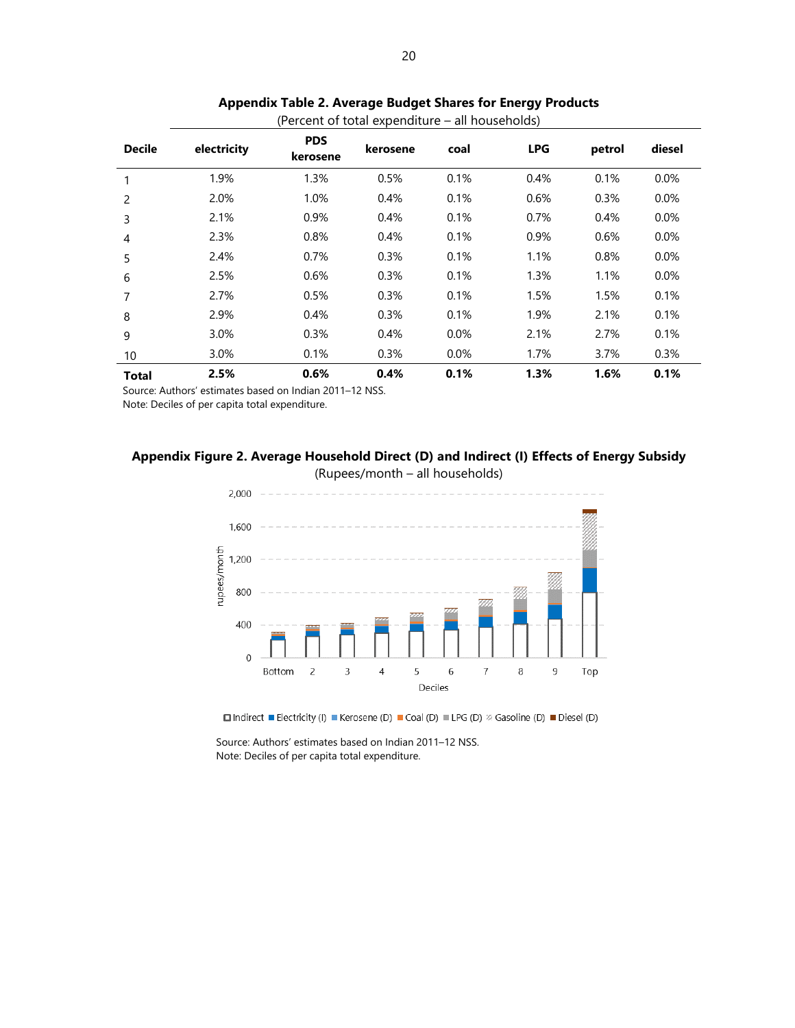**Appendix Table 2. Average Budget Shares for Energy Products**

(Percent of total expenditure – all households)

| Decile | electricity | PDS kerosene | kerosene | coal | LPG | petrol | diesel |
|---|---|---|---|---|---|---|---|
| 1 | 1.9% | 1.3% | 0.5% | 0.1% | 0.4% | 0.1% | 0.0% |
| 2 | 2.0% | 1.0% | 0.4% | 0.1% | 0.6% | 0.3% | 0.0% |
| 3 | 2.1% | 0.9% | 0.4% | 0.1% | 0.7% | 0.4% | 0.0% |
| 4 | 2.3% | 0.8% | 0.4% | 0.1% | 0.9% | 0.6% | 0.0% |
| 5 | 2.4% | 0.7% | 0.3% | 0.1% | 1.1% | 0.8% | 0.0% |
| 6 | 2.5% | 0.6% | 0.3% | 0.1% | 1.3% | 1.1% | 0.0% |
| 7 | 2.7% | 0.5% | 0.3% | 0.1% | 1.5% | 1.5% | 0.1% |
| 8 | 2.9% | 0.4% | 0.3% | 0.1% | 1.9% | 2.1% | 0.1% |
| 9 | 3.0% | 0.3% | 0.4% | 0.0% | 2.1% | 2.7% | 0.1% |
| 10 | 3.0% | 0.1% | 0.3% | 0.0% | 1.7% | 3.7% | 0.3% |
| **Total** | **2.5%** | **0.6%** | **0.4%** | **0.1%** | **1.3%** | **1.6%** | **0.1%** |

Source: Authors' estimates based on Indian 2011–12 NSS.
Note: Deciles of per capita total expenditure.

**Appendix Figure 2. Average Household Direct (D) and Indirect (I) Effects of Energy Subsidy**

(Rupees/month – all households)

2,000
1,600
1,200
800
400
0

rupees/month

Bottom 2 3 4 5 6 7 8 9 Top

Deciles

Indirect · Electricity (I) · Kerosene (D) · Coal (D) · LPG (D) · Gasoline (D) · Diesel (D)

Source: Authors' estimates based on Indian 2011–12 NSS.
Note: Deciles of per capita total expenditure.